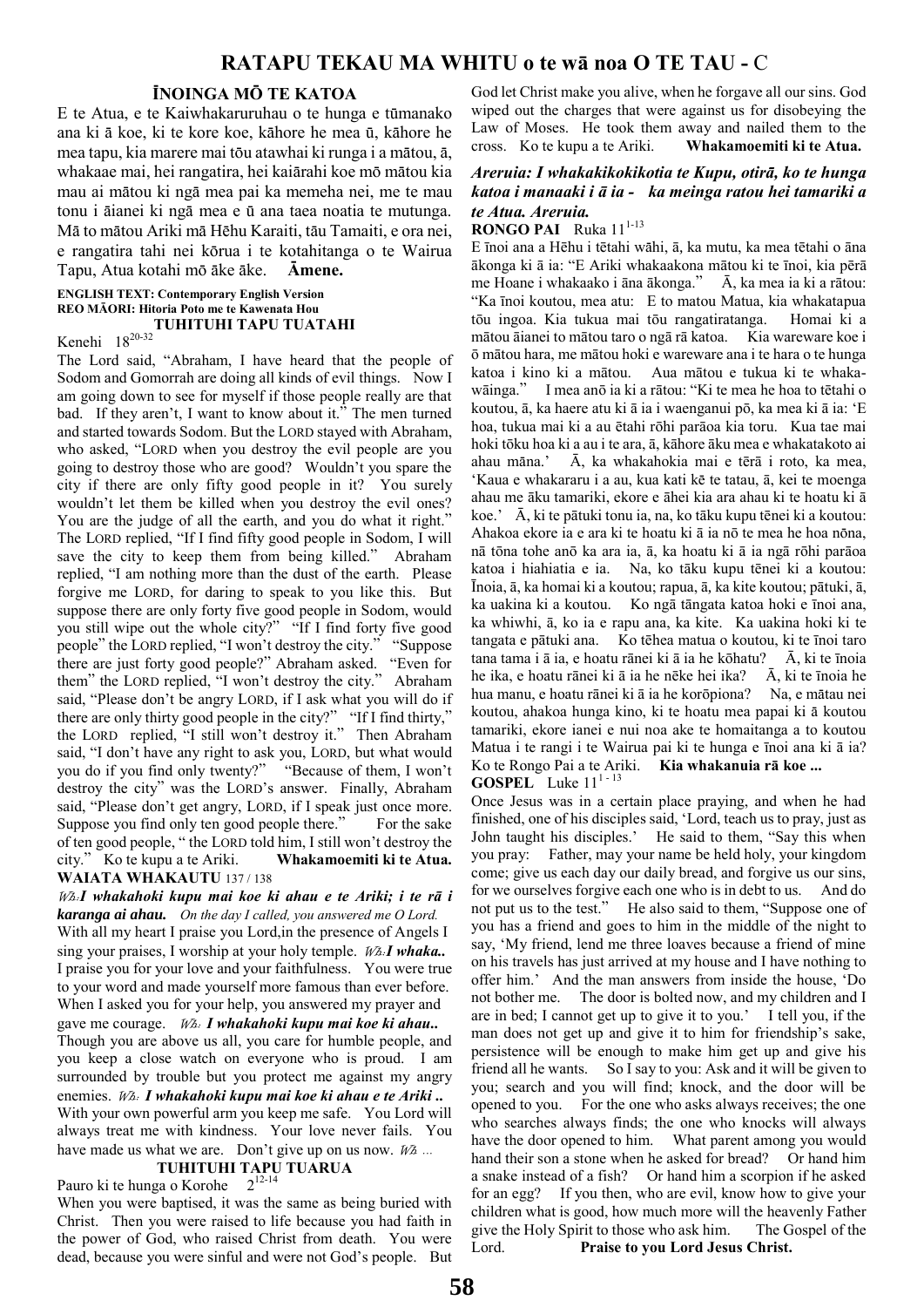# RATAPU TEKAU MA WHITU o te wā noa O TE TAU - C

## ĪNOINGA MŌ TE KATOA

E te Atua, e te Kaiwhakaruruhau o te hunga e tūmanako ana ki ā koe, ki te kore koe, kāhore he mea ū, kāhore he mea tapu, kia marere mai tōu atawhai ki runga i a mātou, ā, whakaae mai, hei rangatira, hei kaiārahi koe mō mātou kia mau ai mātou ki ngā mea pai ka memeha nei, me te mau tonu i āianei ki ngā mea e ū ana taea noatia te mutunga. Mā to mātou Ariki mā Hēhu Karaiti, tāu Tamaiti, e ora nei, e rangatira tahi nei kōrua i te kotahitanga o te Wairua Tapu, Atua kotahi mō āke āke. **Āmene.**

**ENGLISH TEXT: Contemporary English Version**
**REO MĀORI: Hitoria Poto me te Kawenata Hou**

### TUHITUHI TAPU TUATAHI

Kenehi 18[20-32]

The Lord said, "Abraham, I have heard that the people of Sodom and Gomorrah are doing all kinds of evil things. Now I am going down to see for myself if those people really are that bad. If they aren't, I want to know about it." The men turned and started towards Sodom. But the LORD stayed with Abraham, who asked, "LORD when you destroy the evil people are you going to destroy those who are good? Wouldn't you spare the city if there are only fifty good people in it? You surely wouldn't let them be killed when you destroy the evil ones? You are the judge of all the earth, and you do what it right." The LORD replied, "If I find fifty good people in Sodom, I will save the city to keep them from being killed." Abraham replied, "I am nothing more than the dust of the earth. Please forgive me LORD, for daring to speak to you like this. But suppose there are only forty five good people in Sodom, would you still wipe out the whole city?" "If I find forty five good people" the LORD replied, "I won't destroy the city." "Suppose there are just forty good people?" Abraham asked. "Even for them" the LORD replied, "I won't destroy the city." Abraham said, "Please don't be angry LORD, if I ask what you will do if there are only thirty good people in the city?" "If I find thirty," the LORD replied, "I still won't destroy it." Then Abraham said, "I don't have any right to ask you, LORD, but what would you do if you find only twenty?" "Because of them, I won't destroy the city" was the LORD's answer. Finally, Abraham said, "Please don't get angry, LORD, if I speak just once more. Suppose you find only ten good people there." For the sake of ten good people, " the LORD told him, I still won't destroy the city." Ko te kupu a te Ariki. **Whakamoemiti ki te Atua.**

### WAIATA WHAKAUTU 137 / 138

***Wh: I whakahoki kupu mai koe ki ahau e te Ariki; i te rā i karanga ai ahau.*** *On the day I called, you answered me O Lord.*

With all my heart I praise you Lord,in the presence of Angels I sing your praises, I worship at your holy temple. ***Wh: I whaka..***

I praise you for your love and your faithfulness. You were true to your word and made yourself more famous than ever before. When I asked you for your help, you answered my prayer and gave me courage. ***Wh: I whakahoki kupu mai koe ki ahau..***

Though you are above us all, you care for humble people, and you keep a close watch on everyone who is proud. I am surrounded by trouble but you protect me against my angry enemies. ***Wh: I whakahoki kupu mai koe ki ahau e te Ariki ..***

With your own powerful arm you keep me safe. You Lord will always treat me with kindness. Your love never fails. You have made us what we are. Don't give up on us now. *Wh ...*

### TUHITUHI TAPU TUARUA

Pauro ki te hunga o Korohe 2[12-14]

When you were baptised, it was the same as being buried with Christ. Then you were raised to life because you had faith in the power of God, who raised Christ from death. You were dead, because you were sinful and were not God's people. But God let Christ make you alive, when he forgave all our sins. God wiped out the charges that were against us for disobeying the Law of Moses. He took them away and nailed them to the cross. Ko te kupu a te Ariki. **Whakamoemiti ki te Atua.**

***Areruia: I whakakikokikotia te Kupu, otirā, ko te hunga katoa i manaaki i ā ia - ka meinga ratou hei tamariki a te Atua. Areruia.***

### RONGO PAI Ruka 11[1-13]

E īnoi ana a Hēhu i tētahi wāhi, ā, ka mutu, ka mea tētahi o āna ākonga ki ā ia: "E Ariki whakaakona mātou ki te īnoi, kia pērā me Hoane i whakaako i āna ākonga." Ā, ka mea ia ki a rātou: "Ka īnoi koutou, mea atu: E to matou Matua, kia whakatapua tōu ingoa. Kia tukua mai tōu rangatiratanga. Homai ki a mātou āianei to mātou taro o ngā rā katoa. Kia wareware koe i ō mātou hara, me mātou hoki e wareware ana i te hara o te hunga katoa i kino ki a mātou. Aua mātou e tukua ki te whakawāinga." I mea anō ia ki a rātou: "Ki te mea he hoa to tētahi o koutou, ā, ka haere atu ki ā ia i waenganui pō, ka mea ki ā ia: 'E hoa, tukua mai ki a au ētahi rōhi parāoa kia toru. Kua tae mai hoki tōku hoa ki a au i te ara, ā, kāhore āku mea e whakatakoto ai ahau māna.' Ā, ka whakahokia mai e tērā i roto, ka mea, 'Kaua e whakararu i a au, kua kati kē te tatau, ā, kei te moenga ahau me āku tamariki, ekore e āhei kia ara ahau ki te hoatu ki ā koe.' Ā, ki te pātuki tonu ia, na, ko tāku kupu tēnei ki a koutou: Ahakoa ekore ia e ara ki te hoatu ki ā ia nō te mea he hoa nōna, nā tōna tohe anō ka ara ia, ā, ka hoatu ki ā ia ngā rōhi parāoa katoa i hiahiatia e ia. Na, ko tāku kupu tēnei ki a koutou: Īnoia, ā, ka homai ki a koutou; rapua, ā, ka kite koutou; pātuki, ā, ka uakina ki a koutou. Ko ngā tāngata katoa hoki e īnoi ana, ka whiwhi, ā, ko ia e rapu ana, ka kite. Ka uakina hoki ki te tangata e pātuki ana. Ko tēhea matua o koutou, ki te īnoi taro tana tama i ā ia, e hoatu rānei ki ā ia he kōhatu? Ā, ki te īnoia he ika, e hoatu rānei ki ā ia he nēke hei ika? Ā, ki te īnoia he hua manu, e hoatu rānei ki ā ia he korōpiona? Na, e mātau nei koutou, ahakoa hunga kino, ki te hoatu mea papai ki ā koutou tamariki, ekore ianei e nui noa ake te homaitanga a to koutou Matua i te rangi i te Wairua pai ki te hunga e īnoi ana ki ā ia? Ko te Rongo Pai a te Ariki. **Kia whakanuia rā koe ...**

### GOSPEL Luke 11[1 - 13]

Once Jesus was in a certain place praying, and when he had finished, one of his disciples said, 'Lord, teach us to pray, just as John taught his disciples.' He said to them, "Say this when you pray: Father, may your name be held holy, your kingdom come; give us each day our daily bread, and forgive us our sins, for we ourselves forgive each one who is in debt to us. And do not put us to the test." He also said to them, "Suppose one of you has a friend and goes to him in the middle of the night to say, 'My friend, lend me three loaves because a friend of mine on his travels has just arrived at my house and I have nothing to offer him.' And the man answers from inside the house, 'Do not bother me. The door is bolted now, and my children and I are in bed; I cannot get up to give it to you.' I tell you, if the man does not get up and give it to him for friendship's sake, persistence will be enough to make him get up and give his friend all he wants. So I say to you: Ask and it will be given to you; search and you will find; knock, and the door will be opened to you. For the one who asks always receives; the one who searches always finds; the one who knocks will always have the door opened to him. What parent among you would hand their son a stone when he asked for bread? Or hand him a snake instead of a fish? Or hand him a scorpion if he asked for an egg? If you then, who are evil, know how to give your children what is good, how much more will the heavenly Father give the Holy Spirit to those who ask him. The Gospel of the Lord. **Praise to you Lord Jesus Christ.**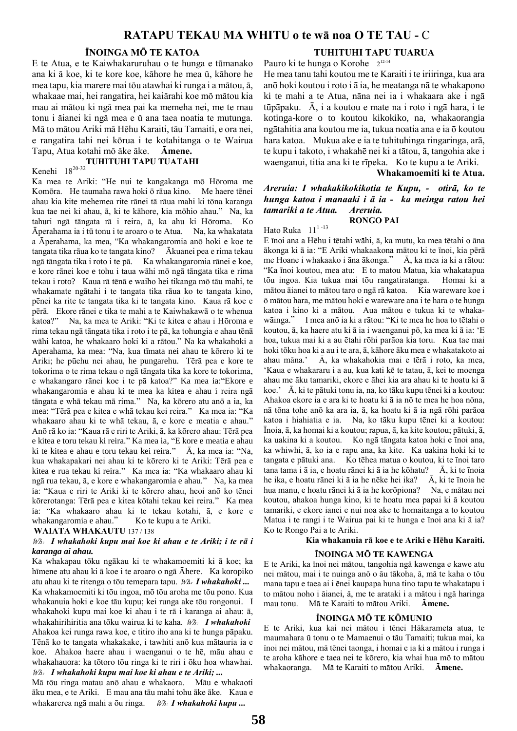# RATAPU TEKAU MA WHITU o te wā noa O TE TAU - C

## ĪNOINGA MŌ TE KATOA

E te Atua, e te Kaiwhakaruruhau o te hunga e tūmanako ana ki ā koe, ki te kore koe, kāhore he mea ū, kāhore he mea tapu, kia marere mai tōu atawhai ki runga i a mātou, ā, whakaae mai, hei rangatira, hei kaiārahi koe mō mātou kia mau ai mātou ki ngā mea pai ka memeha nei, me te mau tonu i āianei ki ngā mea e ū ana taea noatia te mutunga. Mā to mātou Ariki mā Hēhu Karaiti, tāu Tamaiti, e ora nei, e rangatira tahi nei kōrua i te kotahitanga o te Wairua Tapu, Atua kotahi mō āke āke. **Āmene.**

## TUHITUHI TAPU TUATAHI

Kenehi 18[20-32]

Ka mea te Ariki: "He nui te kangakanga mō Hōroma me Komōra. He taumaha rawa hoki ō rāua kino. Me haere tēnei ahau kia kite mehemea rite rānei tā rāua mahi ki tōna karanga kua tae nei ki ahau, ā, ki te kāhore, kia mōhio ahau." Na, ka tahuri ngā tāngata rā i reira, ā, ka ahu ki Hōroma. Ko Āperahama ia i tū tonu i te aroaro o te Atua. Na, ka whakatata a Āperahama, ka mea, "Ka whakangaromia anō hoki e koe te tangata tika rāua ko te tangata kino? Ākuanei pea e rima tekau ngā tāngata tika i roto i te pā. Ka whakangaromia rānei e koe, e kore rānei koe e tohu i taua wāhi mō ngā tāngata tika e rima tekau i roto? Kaua rā tēnā e waiho hei tikanga mō tāu mahi, te whakamate ngātahi i te tangata tika rāua ko te tangata kino, pēnei ka rite te tangata tika ki te tangata kino. Kaua rā koe e pērā. Ekore rānei e tika te mahi a te Kaiwhakawā o te whenua katoa?" Na, ka mea te Ariki: "Ki te kitea e ahau i Hōroma e rima tekau ngā tāngata tika i roto i te pā, ka tohungia e ahau tēnā wāhi katoa, he whakaaro hoki ki a rātou." Na ka whakahoki a Aperahama, ka mea: "Na, kua tīmata nei ahau te kōrero ki te Ariki; he pūehu nei ahau, he pungarehu. Tērā pea e kore te tokorima o te rima tekau o ngā tāngata tika ka kore te tokorima, e whakangaro rānei koe i te pā katoa?" Ka mea ia:"Ekore e whakangaromia e ahau ki te mea ka kitea e ahau i reira ngā tāngata e whā tekau mā rima." Na, ka kōrero atu anō a ia, ka mea: "Tērā pea e kitea e whā tekau kei reira." Ka mea ia: "Ka whakaaro ahau ki te whā tekau, ā, e kore e meatia e ahau." Anō rā ko ia: "Kaua rā e riri te Ariki, ā, ka kōrero ahau: Tērā pea e kitea e toru tekau ki reira." Ka mea ia, "E kore e meatia e ahau ki te kitea e ahau e toru tekau kei reira." Ā, ka mea ia: "Na, kua whakapakari nei ahau ki te kōrero ki te Ariki: Tērā pea e kitea e rua tekau ki reira." Ka mea ia: "Ka whakaaro ahau ki ngā rua tekau, ā, e kore e whakangaromia e ahau." Na, ka mea ia: "Kaua e riri te Ariki ki te kōrero ahau, heoi anō ko tēnei kōrerotanga: Tērā pea e kitea kōtahi tekau kei reira." Ka mea ia: "Ka whakaaro ahau ki te tekau kotahi, ā, e kore e whakangaromia e ahau." Ko te kupu a te Ariki.

## WAIATA WHAKAUTU 137 / 138

*Wh:* ***I whakahoki kupu mai koe ki ahau e te Ariki; i te rā i karanga ai ahau.***

Ka whakapau tōku ngākau ki te whakamoemiti ki ā koe; ka hīmene atu ahau ki ā koe i te aroaro o ngā Āhere. Ka koropiko atu ahau ki te ritenga o tōu temepara tapu. *Wh:* ***I whakahoki ...***

Ka whakamoemiti ki tōu ingoa, mō tōu aroha me tōu pono. Kua whakanuia hoki e koe tāu kupu; kei runga ake tōu rongonui. I whakahoki kupu mai koe ki ahau i te rā i karanga ai ahau: ā, whakahirihiritia ana tōku wairua ki te kaha. *Wh:* ***I whakahoki***

Ahakoa kei runga rawa koe, e titiro iho ana ki te hunga pāpaku. Tēnā ko te tangata whakakake, i tawhiti anō kua mātauria ia e koe. Ahakoa haere ahau i waenganui o te hē, māu ahau e whakahauora: ka tōtoro tōu ringa ki te riri i ōku hoa whawhai. *Wh:* ***I whakahoki kupu mai koe ki ahau e te Ariki; ...***

Mā tōu ringa matau anō ahau e whakaora. Māu e whakaoti āku mea, e te Ariki. E mau ana tāu mahi tohu āke āke. Kaua e whakarerea ngā mahi a ōu ringa. *Wh:* ***I whakahoki kupu ...***

## TUHITUHI TAPU TUARUA

Pauro ki te hunga o Korohe 2[12-14]

He mea tanu tahi koutou me te Karaiti i te iriiringa, kua ara anō hoki koutou i roto i ā ia, he meatanga nā te whakapono ki te mahi a te Atua, nāna nei ia i whakaara ake i ngā tūpāpaku. Ā, i a koutou e mate na i roto i ngā hara, i te kotinga-kore o to koutou kikokiko, na, whakaorangia ngātahitia ana koutou me ia, tukua noatia ana e ia ō koutou hara katoa. Mukua ake e ia te tuhituhinga ringaringa, arā, te kupu i takoto, i whakahē nei ki a tātou, ā, tangohia ake i waenganui, titia ana ki te rīpeka. Ko te kupu a te Ariki.

**Whakamoemiti ki te Atua.**

***Areruia: I whakakikokikotia te Kupu, - otirā, ko te hunga katoa i manaaki i ā ia - ka meinga ratou hei tamariki a te Atua. Areruia.***

## RONGO PAI

Hato Ruka 11[1-13]

E īnoi ana a Hēhu i tētahi wāhi, ā, ka mutu, ka mea tētahi o āna ākonga ki ā ia: "E Ariki whakaakona mātou ki te īnoi, kia pērā me Hoane i whakaako i āna ākonga." Ā, ka mea ia ki a rātou: "Ka īnoi koutou, mea atu: E to matou Matua, kia whakatapua tōu ingoa. Kia tukua mai tōu rangatiratanga. Homai ki a mātou āianei to mātou taro o ngā rā katoa. Kia wareware koe i ō mātou hara, me mātou hoki e wareware ana i te hara o te hunga katoa i kino ki a mātou. Aua mātou e tukua ki te whakawāinga." I mea anō ia ki a rātou: "Ki te mea he hoa to tētahi o koutou, ā, ka haere atu ki ā ia i waenganui pō, ka mea ki ā ia: 'E hoa, tukua mai ki a au ētahi rōhi parāoa kia toru. Kua tae mai hoki tōku hoa ki a au i te ara, ā, kāhore āku mea e whakatakoto ai ahau māna.' Ā, ka whakahokia mai e tērā i roto, ka mea, 'Kaua e whakararu i a au, kua kati kē te tatau, ā, kei te moenga ahau me āku tamariki, ekore e āhei kia ara ahau ki te hoatu ki ā koe.' Ā, ki te pātuki tonu ia, na, ko tāku kupu tēnei ki a koutou: Ahakoa ekore ia e ara ki te hoatu ki ā ia nō te mea he hoa nōna, nā tōna tohe anō ka ara ia, ā, ka hoatu ki ā ia ngā rōhi parāoa katoa i hiahiatia e ia. Na, ko tāku kupu tēnei ki a koutou: Īnoia, ā, ka homai ki a koutou; rapua, ā, ka kite koutou; pātuki, ā, ka uakina ki a koutou. Ko ngā tāngata katoa hoki e īnoi ana, ka whiwhi, ā, ko ia e rapu ana, ka kite. Ka uakina hoki ki te tangata e pātuki ana. Ko tēhea matua o koutou, ki te īnoi taro tana tama i ā ia, e hoatu rānei ki ā ia he kōhatu? Ā, ki te īnoia he ika, e hoatu rānei ki ā ia he nēke hei ika? Ā, ki te īnoia he hua manu, e hoatu rānei ki ā ia he korōpiona? Na, e mātau nei koutou, ahakoa hunga kino, ki te hoatu mea papai ki ā koutou tamariki, e ekore ianei e nui noa ake te homaitanga a to koutou Matua i te rangi i te Wairua pai ki te hunga e īnoi ana ki ā ia? Ko te Rongo Pai a te Ariki.

**Kia whakanuia rā koe e te Ariki e Hēhu Karaiti.**

## ĪNOINGA MŌ TE KAWENGA

E te Ariki, ka īnoi nei mātou, tangohia ngā kawenga e kawe atu nei mātou, mai i te nuinga anō o āu tākoha, ā, mā te kaha o tōu mana tapu e taea ai i ēnei kaupapa huna tino tapu te whakatapu i to mātou noho i āianei, ā, me te arataki i a mātou i ngā haringa mau tonu. Mā te Karaiti to mātou Ariki. **Āmene.**

## ĪNOINGA MŌ TE KŌMUNIO

E te Ariki, kua kai nei mātou i tēnei Hākarameta atua, te maumahara ū tonu o te Mamaenui o tāu Tamaiti; tukua mai, ka īnoi nei mātou, mā tēnei taonga, i homai e ia ki a mātou i runga i te aroha kāhore e taea nei te kōrero, kia whai hua mō to mātou whakaoranga. Mā te Karaiti to mātou Ariki. **Āmene.**